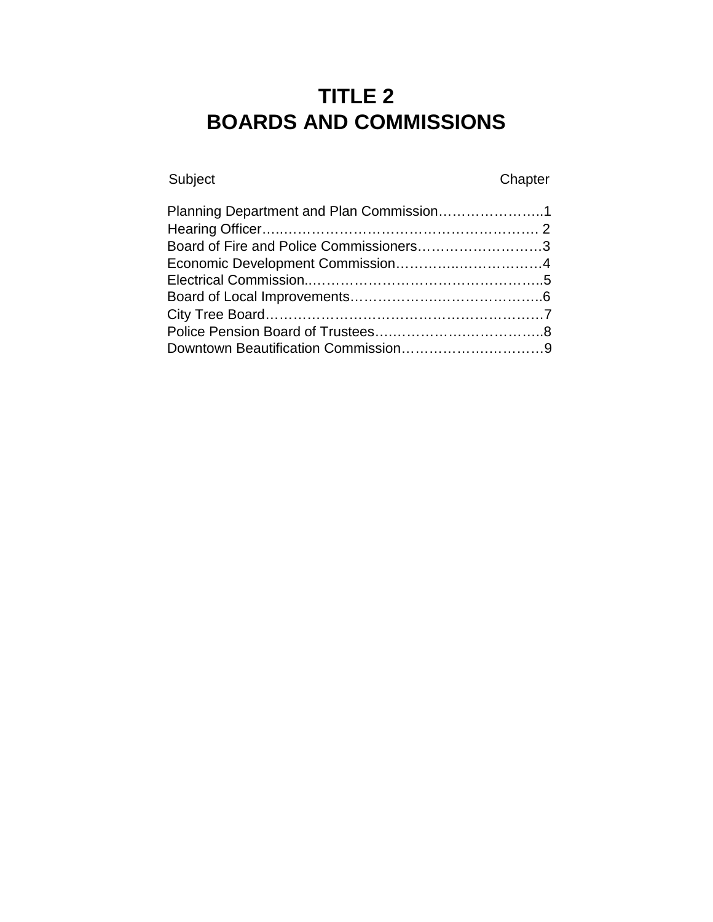# TITLE 2
# BOARDS AND COMMISSIONS

| Subject | Chapter |
|---|---|
| Planning Department and Plan Commission | 1 |
| Hearing Officer | 2 |
| Board of Fire and Police Commissioners | 3 |
| Economic Development Commission | 4 |
| Electrical Commission | 5 |
| Board of Local Improvements | 6 |
| City Tree Board | 7 |
| Police Pension Board of Trustees | 8 |
| Downtown Beautification Commission | 9 |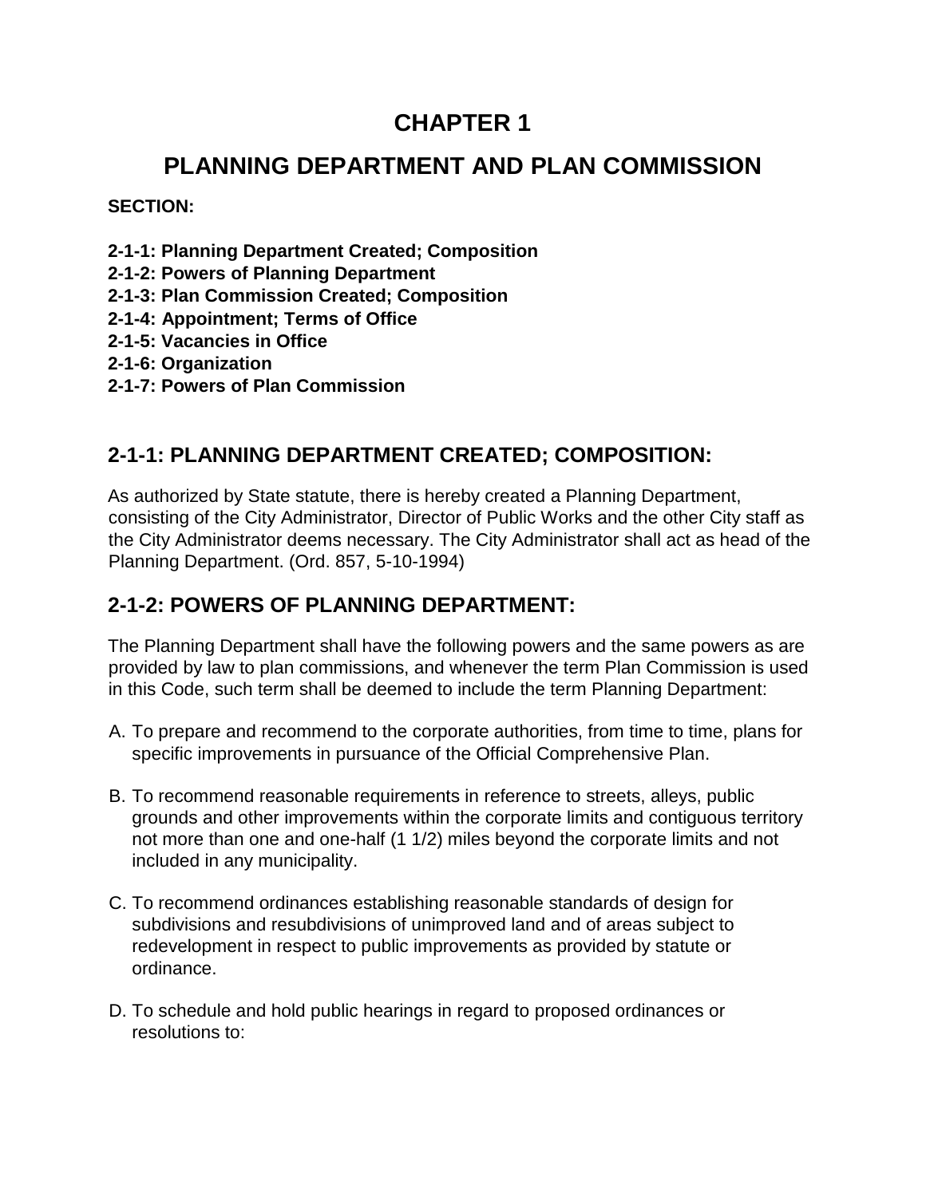# CHAPTER 1

# PLANNING DEPARTMENT AND PLAN COMMISSION

**SECTION:**

**2-1-1: Planning Department Created; Composition**
**2-1-2: Powers of Planning Department**
**2-1-3: Plan Commission Created; Composition**
**2-1-4: Appointment; Terms of Office**
**2-1-5: Vacancies in Office**
**2-1-6: Organization**
**2-1-7: Powers of Plan Commission**

## 2-1-1: PLANNING DEPARTMENT CREATED; COMPOSITION:

As authorized by State statute, there is hereby created a Planning Department, consisting of the City Administrator, Director of Public Works and the other City staff as the City Administrator deems necessary. The City Administrator shall act as head of the Planning Department. (Ord. 857, 5-10-1994)

## 2-1-2: POWERS OF PLANNING DEPARTMENT:

The Planning Department shall have the following powers and the same powers as are provided by law to plan commissions, and whenever the term Plan Commission is used in this Code, such term shall be deemed to include the term Planning Department:

A. To prepare and recommend to the corporate authorities, from time to time, plans for specific improvements in pursuance of the Official Comprehensive Plan.

B. To recommend reasonable requirements in reference to streets, alleys, public grounds and other improvements within the corporate limits and contiguous territory not more than one and one-half (1 1/2) miles beyond the corporate limits and not included in any municipality.

C. To recommend ordinances establishing reasonable standards of design for subdivisions and resubdivisions of unimproved land and of areas subject to redevelopment in respect to public improvements as provided by statute or ordinance.

D. To schedule and hold public hearings in regard to proposed ordinances or resolutions to: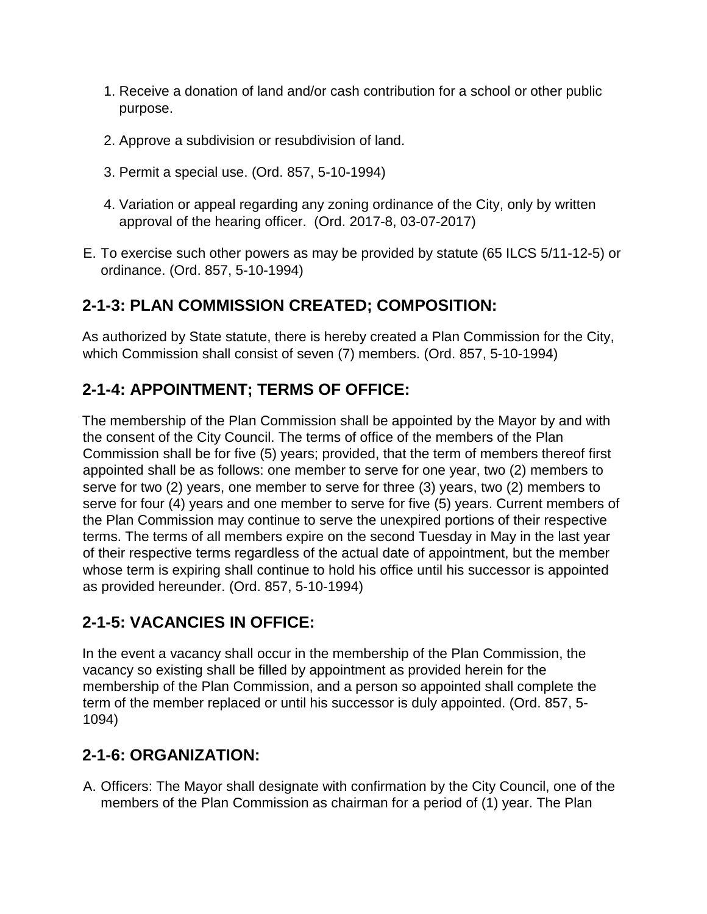1. Receive a donation of land and/or cash contribution for a school or other public purpose.

2. Approve a subdivision or resubdivision of land.

3. Permit a special use. (Ord. 857, 5-10-1994)

4. Variation or appeal regarding any zoning ordinance of the City, only by written approval of the hearing officer. (Ord. 2017-8, 03-07-2017)

E. To exercise such other powers as may be provided by statute (65 ILCS 5/11-12-5) or ordinance. (Ord. 857, 5-10-1994)

## 2-1-3: PLAN COMMISSION CREATED; COMPOSITION:

As authorized by State statute, there is hereby created a Plan Commission for the City, which Commission shall consist of seven (7) members. (Ord. 857, 5-10-1994)

## 2-1-4: APPOINTMENT; TERMS OF OFFICE:

The membership of the Plan Commission shall be appointed by the Mayor by and with the consent of the City Council. The terms of office of the members of the Plan Commission shall be for five (5) years; provided, that the term of members thereof first appointed shall be as follows: one member to serve for one year, two (2) members to serve for two (2) years, one member to serve for three (3) years, two (2) members to serve for four (4) years and one member to serve for five (5) years. Current members of the Plan Commission may continue to serve the unexpired portions of their respective terms. The terms of all members expire on the second Tuesday in May in the last year of their respective terms regardless of the actual date of appointment, but the member whose term is expiring shall continue to hold his office until his successor is appointed as provided hereunder. (Ord. 857, 5-10-1994)

## 2-1-5: VACANCIES IN OFFICE:

In the event a vacancy shall occur in the membership of the Plan Commission, the vacancy so existing shall be filled by appointment as provided herein for the membership of the Plan Commission, and a person so appointed shall complete the term of the member replaced or until his successor is duly appointed. (Ord. 857, 5-1094)

## 2-1-6: ORGANIZATION:

A. Officers: The Mayor shall designate with confirmation by the City Council, one of the members of the Plan Commission as chairman for a period of (1) year. The Plan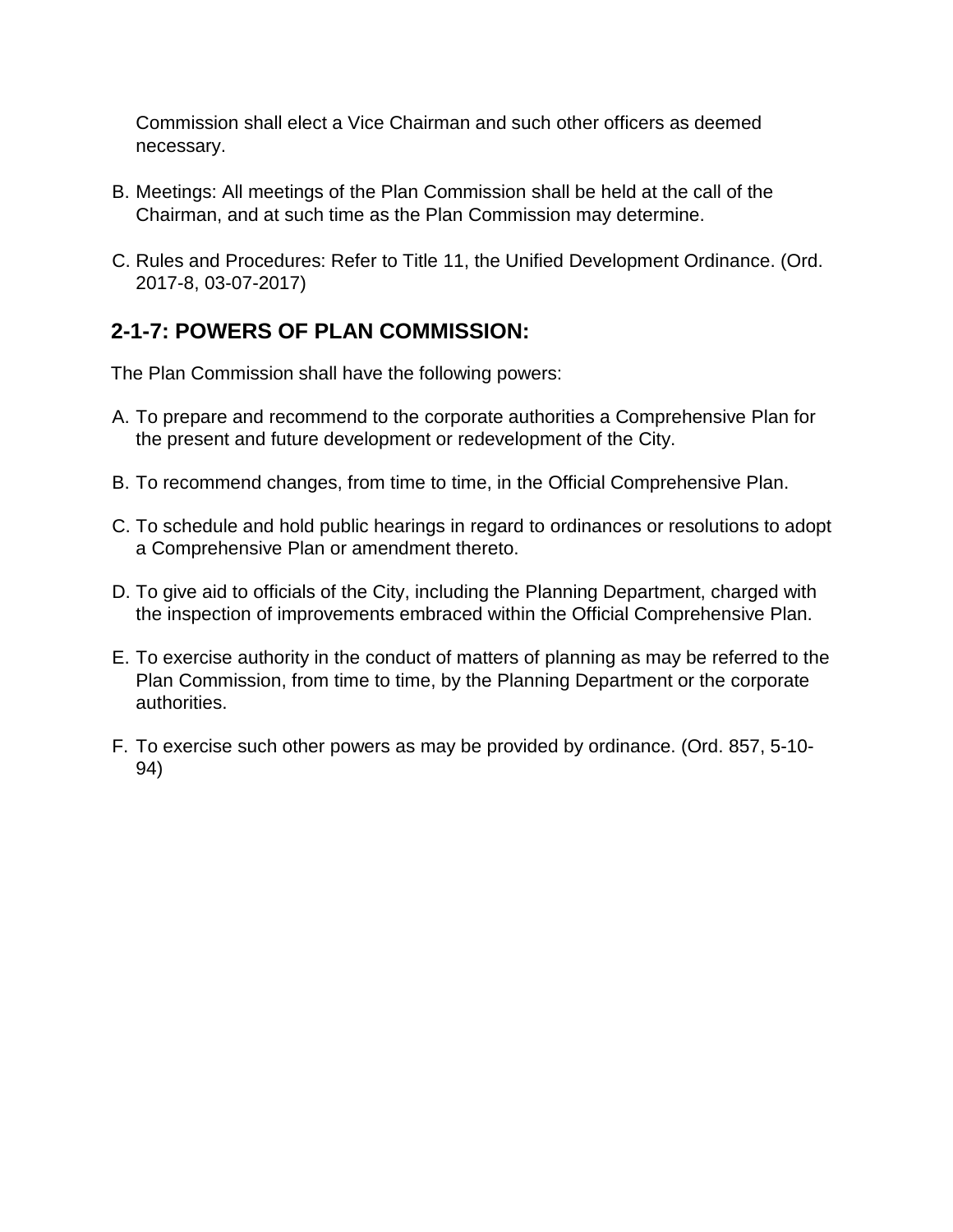Commission shall elect a Vice Chairman and such other officers as deemed necessary.

B. Meetings: All meetings of the Plan Commission shall be held at the call of the Chairman, and at such time as the Plan Commission may determine.

C. Rules and Procedures: Refer to Title 11, the Unified Development Ordinance. (Ord. 2017-8, 03-07-2017)

## 2-1-7: POWERS OF PLAN COMMISSION:

The Plan Commission shall have the following powers:

A. To prepare and recommend to the corporate authorities a Comprehensive Plan for the present and future development or redevelopment of the City.

B. To recommend changes, from time to time, in the Official Comprehensive Plan.

C. To schedule and hold public hearings in regard to ordinances or resolutions to adopt a Comprehensive Plan or amendment thereto.

D. To give aid to officials of the City, including the Planning Department, charged with the inspection of improvements embraced within the Official Comprehensive Plan.

E. To exercise authority in the conduct of matters of planning as may be referred to the Plan Commission, from time to time, by the Planning Department or the corporate authorities.

F. To exercise such other powers as may be provided by ordinance. (Ord. 857, 5-10-94)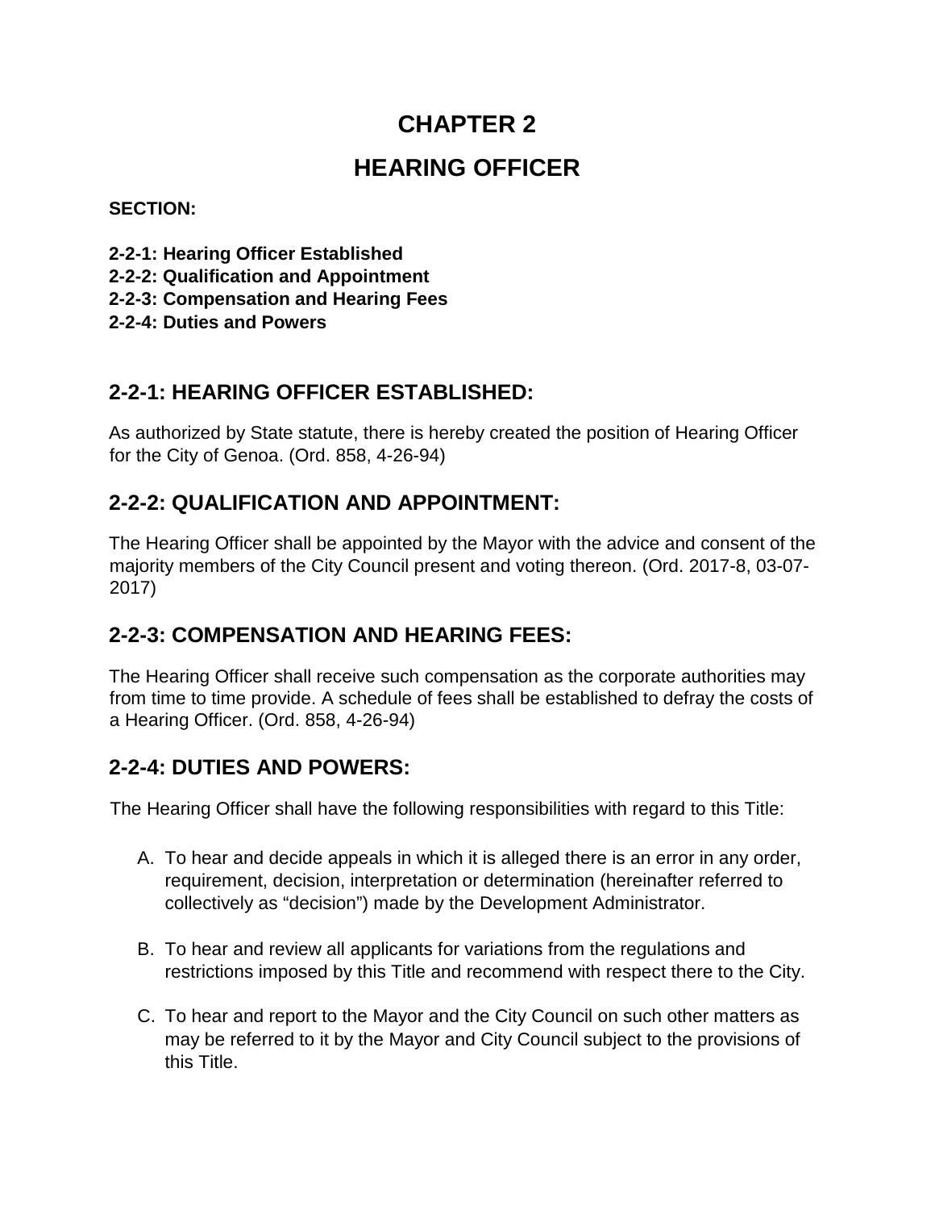# CHAPTER 2

# HEARING OFFICER

**SECTION:**

**2-2-1: Hearing Officer Established**
**2-2-2: Qualification and Appointment**
**2-2-3: Compensation and Hearing Fees**
**2-2-4: Duties and Powers**

## 2-2-1: HEARING OFFICER ESTABLISHED:

As authorized by State statute, there is hereby created the position of Hearing Officer for the City of Genoa. (Ord. 858, 4-26-94)

## 2-2-2: QUALIFICATION AND APPOINTMENT:

The Hearing Officer shall be appointed by the Mayor with the advice and consent of the majority members of the City Council present and voting thereon. (Ord. 2017-8, 03-07-2017)

## 2-2-3: COMPENSATION AND HEARING FEES:

The Hearing Officer shall receive such compensation as the corporate authorities may from time to time provide. A schedule of fees shall be established to defray the costs of a Hearing Officer. (Ord. 858, 4-26-94)

## 2-2-4: DUTIES AND POWERS:

The Hearing Officer shall have the following responsibilities with regard to this Title:

A. To hear and decide appeals in which it is alleged there is an error in any order, requirement, decision, interpretation or determination (hereinafter referred to collectively as "decision") made by the Development Administrator.

B. To hear and review all applicants for variations from the regulations and restrictions imposed by this Title and recommend with respect there to the City.

C. To hear and report to the Mayor and the City Council on such other matters as may be referred to it by the Mayor and City Council subject to the provisions of this Title.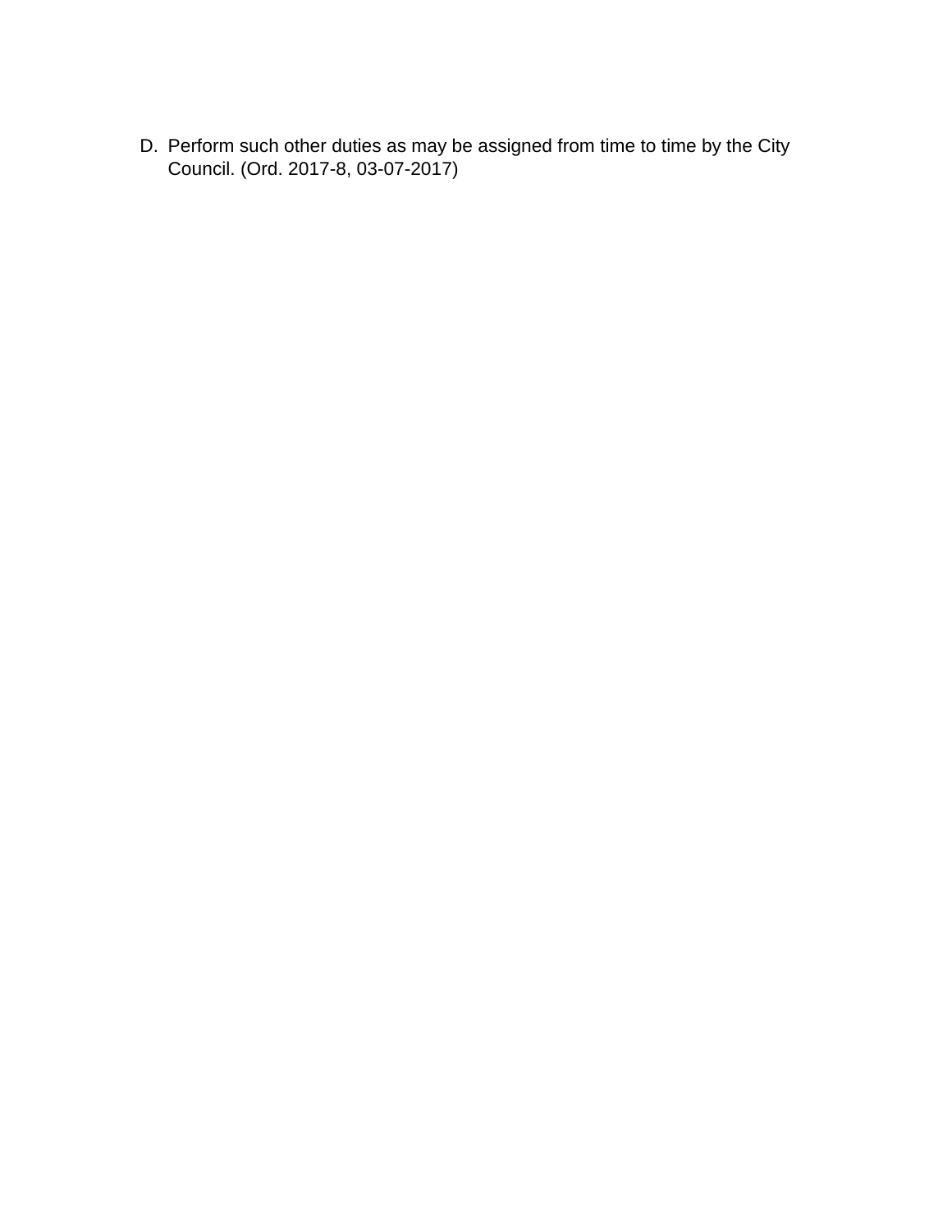D. Perform such other duties as may be assigned from time to time by the City Council. (Ord. 2017-8, 03-07-2017)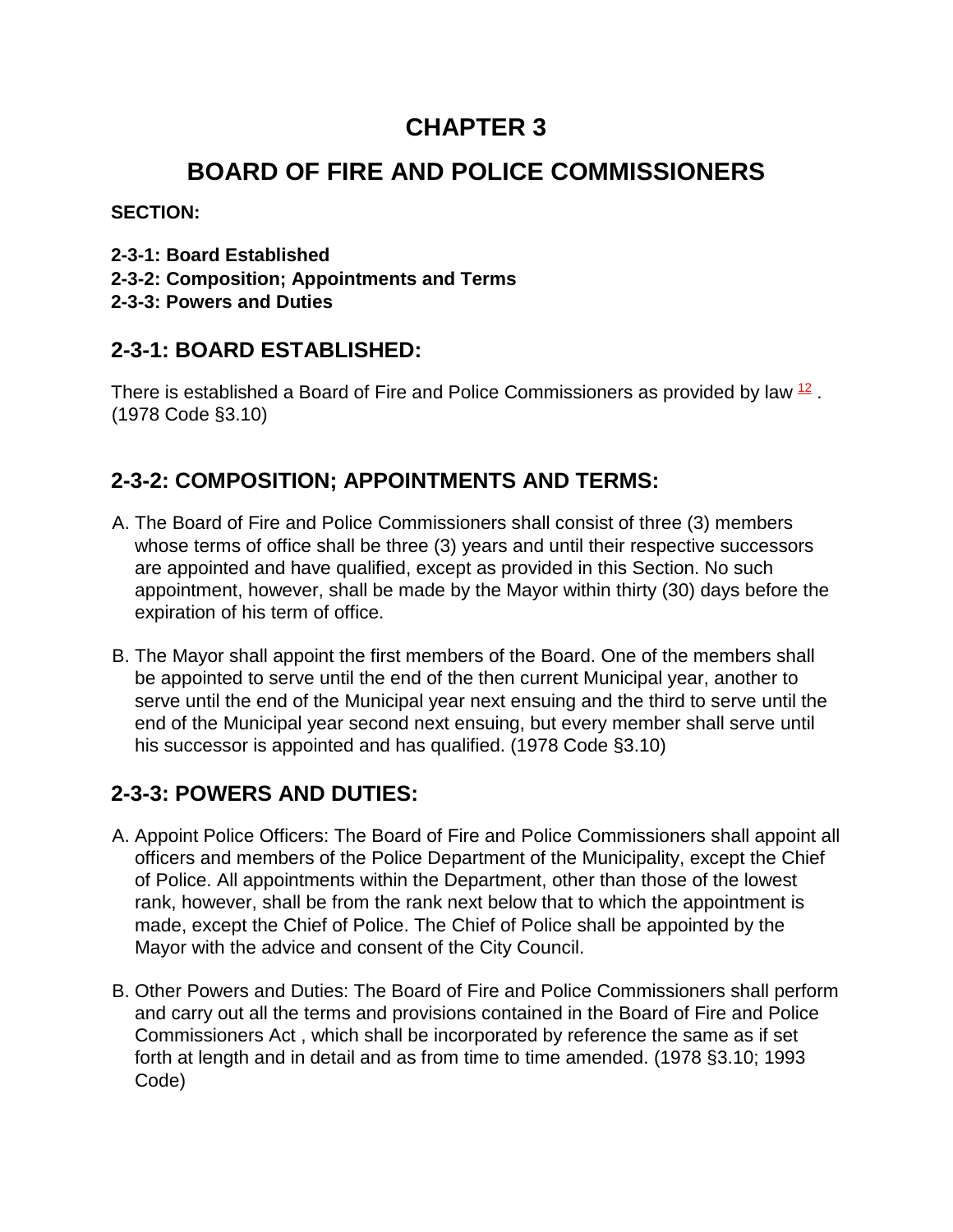# CHAPTER 3

# BOARD OF FIRE AND POLICE COMMISSIONERS

**SECTION:**

**2-3-1: Board Established**
**2-3-2: Composition; Appointments and Terms**
**2-3-3: Powers and Duties**

## 2-3-1: BOARD ESTABLISHED:

There is established a Board of Fire and Police Commissioners as provided by law [12] . (1978 Code §3.10)

## 2-3-2: COMPOSITION; APPOINTMENTS AND TERMS:

A. The Board of Fire and Police Commissioners shall consist of three (3) members whose terms of office shall be three (3) years and until their respective successors are appointed and have qualified, except as provided in this Section. No such appointment, however, shall be made by the Mayor within thirty (30) days before the expiration of his term of office.

B. The Mayor shall appoint the first members of the Board. One of the members shall be appointed to serve until the end of the then current Municipal year, another to serve until the end of the Municipal year next ensuing and the third to serve until the end of the Municipal year second next ensuing, but every member shall serve until his successor is appointed and has qualified. (1978 Code §3.10)

## 2-3-3: POWERS AND DUTIES:

A. Appoint Police Officers: The Board of Fire and Police Commissioners shall appoint all officers and members of the Police Department of the Municipality, except the Chief of Police. All appointments within the Department, other than those of the lowest rank, however, shall be from the rank next below that to which the appointment is made, except the Chief of Police. The Chief of Police shall be appointed by the Mayor with the advice and consent of the City Council.

B. Other Powers and Duties: The Board of Fire and Police Commissioners shall perform and carry out all the terms and provisions contained in the Board of Fire and Police Commissioners Act , which shall be incorporated by reference the same as if set forth at length and in detail and as from time to time amended. (1978 §3.10; 1993 Code)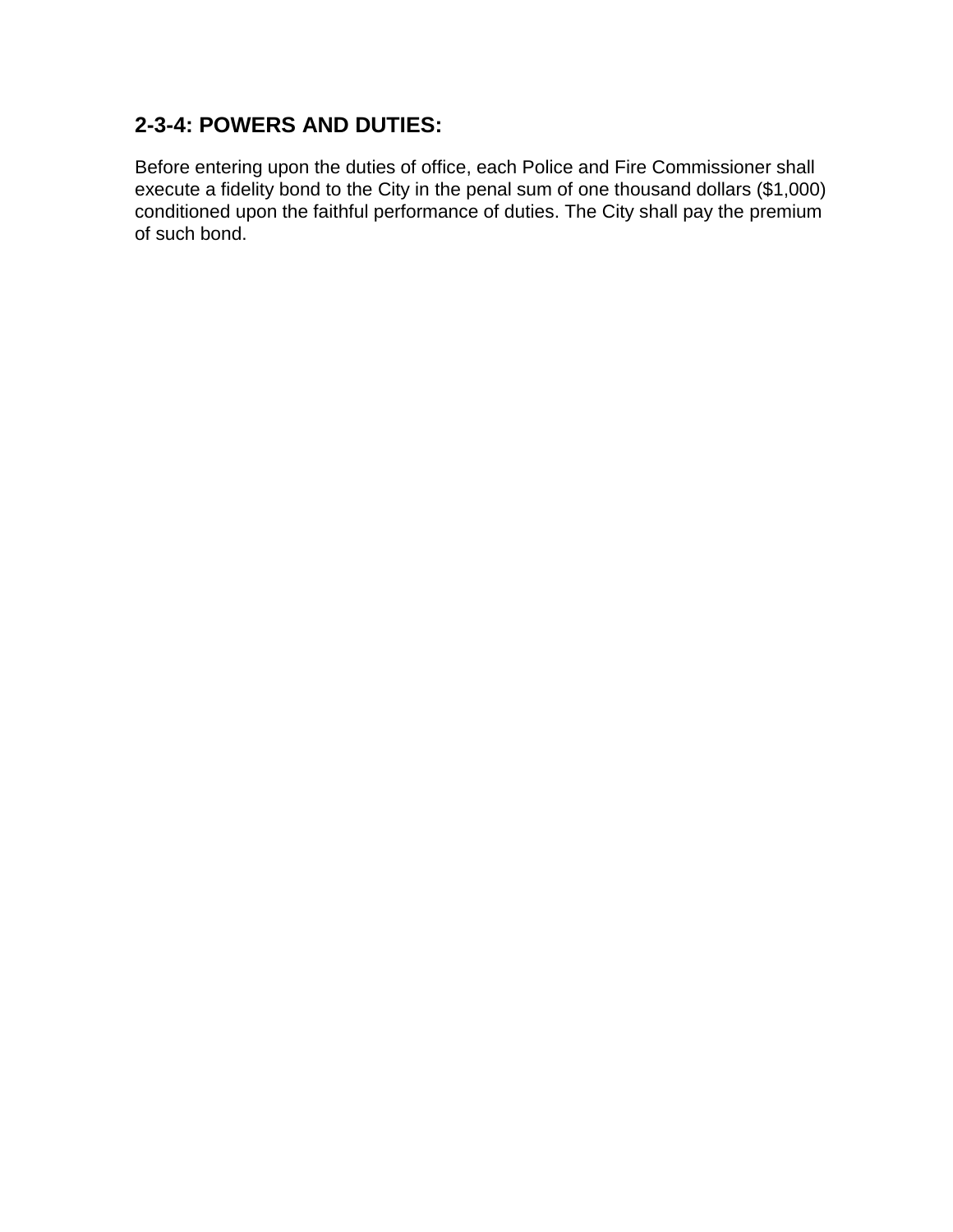## 2-3-4: POWERS AND DUTIES:

Before entering upon the duties of office, each Police and Fire Commissioner shall execute a fidelity bond to the City in the penal sum of one thousand dollars ($1,000) conditioned upon the faithful performance of duties. The City shall pay the premium of such bond.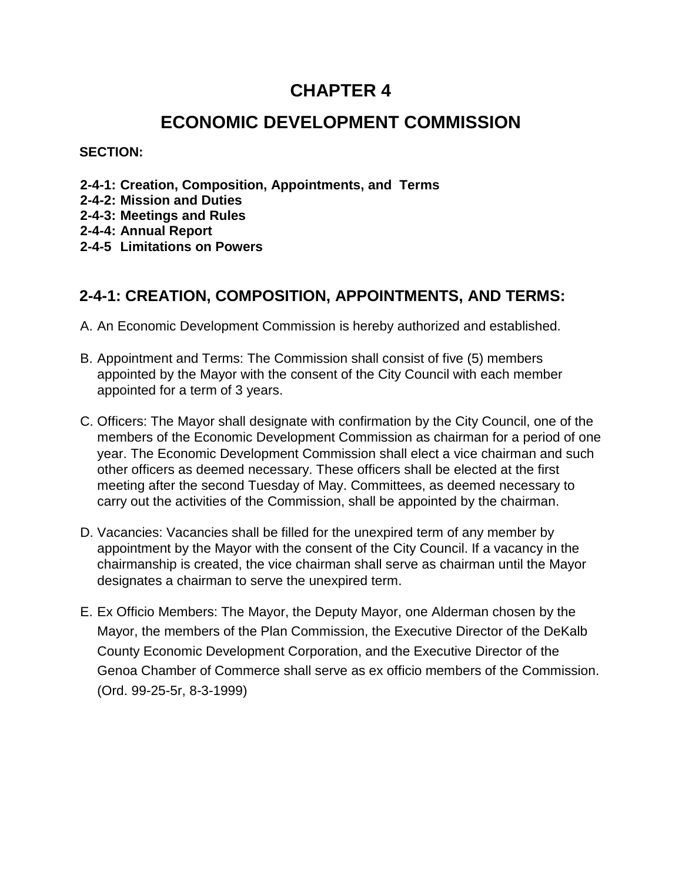# CHAPTER 4

# ECONOMIC DEVELOPMENT COMMISSION

**SECTION:**

**2-4-1: Creation, Composition, Appointments, and Terms**
**2-4-2: Mission and Duties**
**2-4-3: Meetings and Rules**
**2-4-4: Annual Report**
**2-4-5 Limitations on Powers**

## 2-4-1: CREATION, COMPOSITION, APPOINTMENTS, AND TERMS:

A. An Economic Development Commission is hereby authorized and established.

B. Appointment and Terms: The Commission shall consist of five (5) members appointed by the Mayor with the consent of the City Council with each member appointed for a term of 3 years.

C. Officers: The Mayor shall designate with confirmation by the City Council, one of the members of the Economic Development Commission as chairman for a period of one year. The Economic Development Commission shall elect a vice chairman and such other officers as deemed necessary. These officers shall be elected at the first meeting after the second Tuesday of May. Committees, as deemed necessary to carry out the activities of the Commission, shall be appointed by the chairman.

D. Vacancies: Vacancies shall be filled for the unexpired term of any member by appointment by the Mayor with the consent of the City Council. If a vacancy in the chairmanship is created, the vice chairman shall serve as chairman until the Mayor designates a chairman to serve the unexpired term.

E. Ex Officio Members: The Mayor, the Deputy Mayor, one Alderman chosen by the Mayor, the members of the Plan Commission, the Executive Director of the DeKalb County Economic Development Corporation, and the Executive Director of the Genoa Chamber of Commerce shall serve as ex officio members of the Commission. (Ord. 99-25-5r, 8-3-1999)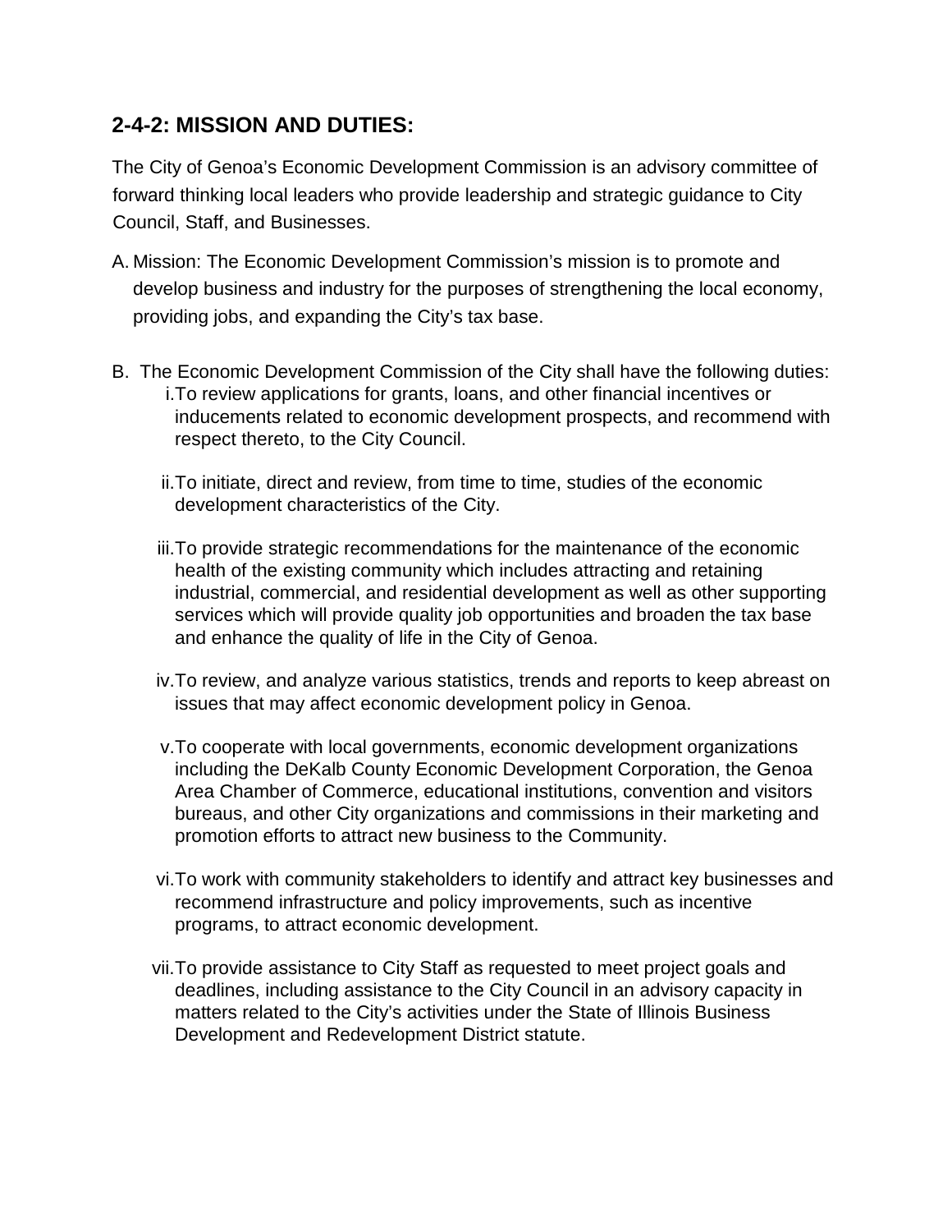## 2-4-2: MISSION AND DUTIES:

The City of Genoa's Economic Development Commission is an advisory committee of forward thinking local leaders who provide leadership and strategic guidance to City Council, Staff, and Businesses.

A. Mission: The Economic Development Commission's mission is to promote and develop business and industry for the purposes of strengthening the local economy, providing jobs, and expanding the City's tax base.

B. The Economic Development Commission of the City shall have the following duties:

   i. To review applications for grants, loans, and other financial incentives or inducements related to economic development prospects, and recommend with respect thereto, to the City Council.

   ii. To initiate, direct and review, from time to time, studies of the economic development characteristics of the City.

   iii. To provide strategic recommendations for the maintenance of the economic health of the existing community which includes attracting and retaining industrial, commercial, and residential development as well as other supporting services which will provide quality job opportunities and broaden the tax base and enhance the quality of life in the City of Genoa.

   iv. To review, and analyze various statistics, trends and reports to keep abreast on issues that may affect economic development policy in Genoa.

   v. To cooperate with local governments, economic development organizations including the DeKalb County Economic Development Corporation, the Genoa Area Chamber of Commerce, educational institutions, convention and visitors bureaus, and other City organizations and commissions in their marketing and promotion efforts to attract new business to the Community.

   vi. To work with community stakeholders to identify and attract key businesses and recommend infrastructure and policy improvements, such as incentive programs, to attract economic development.

   vii. To provide assistance to City Staff as requested to meet project goals and deadlines, including assistance to the City Council in an advisory capacity in matters related to the City's activities under the State of Illinois Business Development and Redevelopment District statute.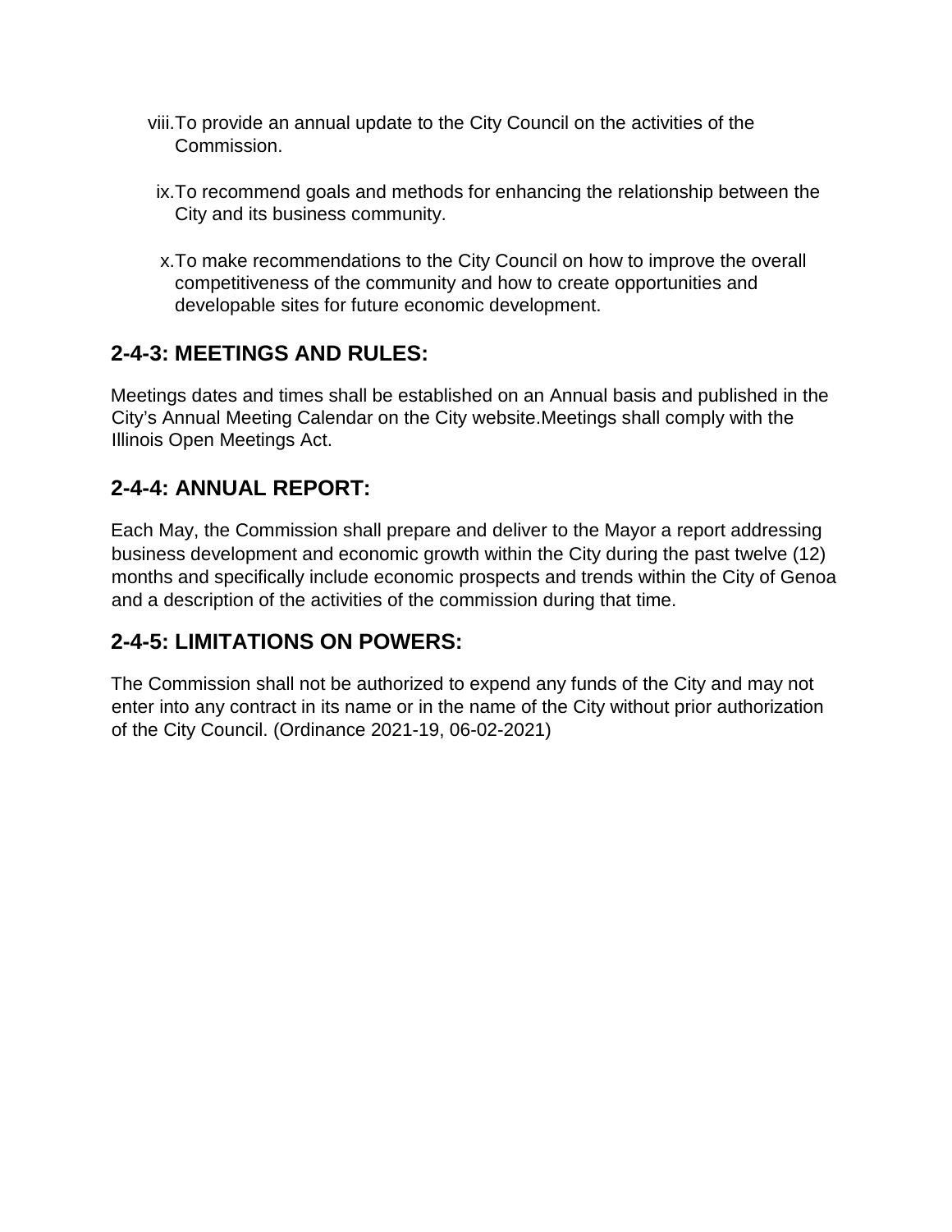viii. To provide an annual update to the City Council on the activities of the Commission.

ix. To recommend goals and methods for enhancing the relationship between the City and its business community.

x. To make recommendations to the City Council on how to improve the overall competitiveness of the community and how to create opportunities and developable sites for future economic development.

## 2-4-3: MEETINGS AND RULES:

Meetings dates and times shall be established on an Annual basis and published in the City's Annual Meeting Calendar on the City website.Meetings shall comply with the Illinois Open Meetings Act.

## 2-4-4: ANNUAL REPORT:

Each May, the Commission shall prepare and deliver to the Mayor a report addressing business development and economic growth within the City during the past twelve (12) months and specifically include economic prospects and trends within the City of Genoa and a description of the activities of the commission during that time.

## 2-4-5: LIMITATIONS ON POWERS:

The Commission shall not be authorized to expend any funds of the City and may not enter into any contract in its name or in the name of the City without prior authorization of the City Council. (Ordinance 2021-19, 06-02-2021)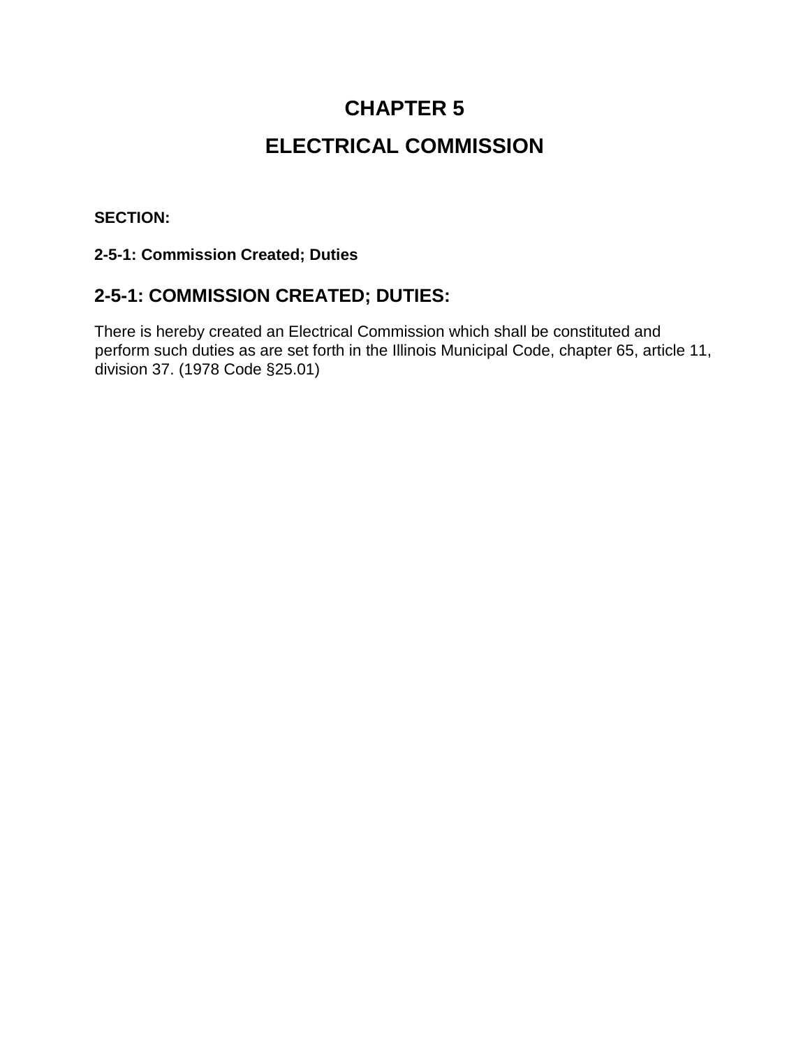# CHAPTER 5

# ELECTRICAL COMMISSION

**SECTION:**

**2-5-1: Commission Created; Duties**

## 2-5-1: COMMISSION CREATED; DUTIES:

There is hereby created an Electrical Commission which shall be constituted and perform such duties as are set forth in the Illinois Municipal Code, chapter 65, article 11, division 37. (1978 Code §25.01)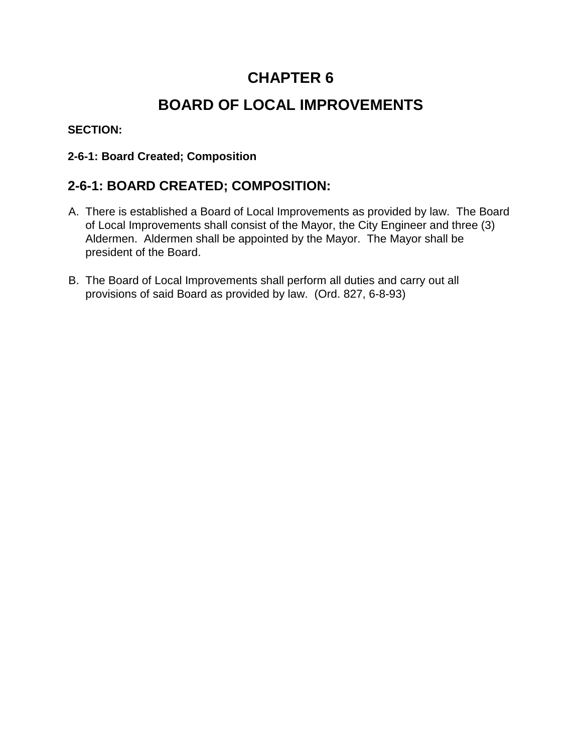# CHAPTER 6

# BOARD OF LOCAL IMPROVEMENTS

**SECTION:**

**2-6-1: Board Created; Composition**

## 2-6-1: BOARD CREATED; COMPOSITION:

A. There is established a Board of Local Improvements as provided by law. The Board of Local Improvements shall consist of the Mayor, the City Engineer and three (3) Aldermen. Aldermen shall be appointed by the Mayor. The Mayor shall be president of the Board.

B. The Board of Local Improvements shall perform all duties and carry out all provisions of said Board as provided by law. (Ord. 827, 6-8-93)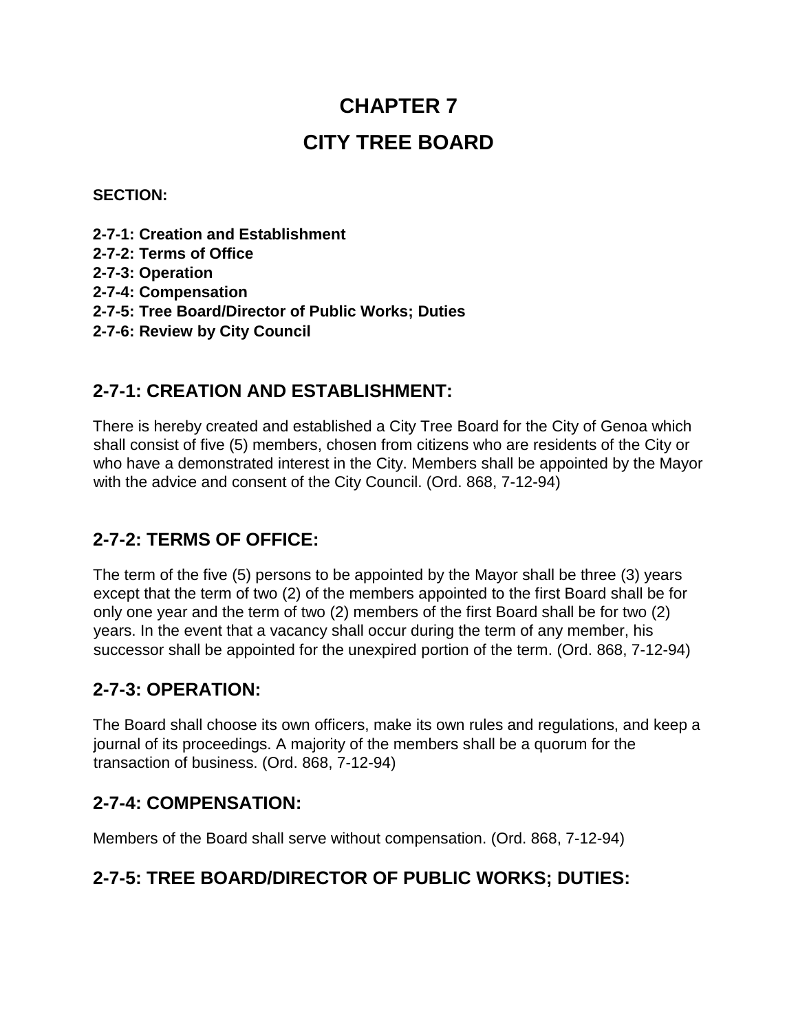# CHAPTER 7

# CITY TREE BOARD

**SECTION:**

**2-7-1: Creation and Establishment**
**2-7-2: Terms of Office**
**2-7-3: Operation**
**2-7-4: Compensation**
**2-7-5: Tree Board/Director of Public Works; Duties**
**2-7-6: Review by City Council**

## 2-7-1: CREATION AND ESTABLISHMENT:

There is hereby created and established a City Tree Board for the City of Genoa which shall consist of five (5) members, chosen from citizens who are residents of the City or who have a demonstrated interest in the City. Members shall be appointed by the Mayor with the advice and consent of the City Council. (Ord. 868, 7-12-94)

## 2-7-2: TERMS OF OFFICE:

The term of the five (5) persons to be appointed by the Mayor shall be three (3) years except that the term of two (2) of the members appointed to the first Board shall be for only one year and the term of two (2) members of the first Board shall be for two (2) years. In the event that a vacancy shall occur during the term of any member, his successor shall be appointed for the unexpired portion of the term. (Ord. 868, 7-12-94)

## 2-7-3: OPERATION:

The Board shall choose its own officers, make its own rules and regulations, and keep a journal of its proceedings. A majority of the members shall be a quorum for the transaction of business. (Ord. 868, 7-12-94)

## 2-7-4: COMPENSATION:

Members of the Board shall serve without compensation. (Ord. 868, 7-12-94)

## 2-7-5: TREE BOARD/DIRECTOR OF PUBLIC WORKS; DUTIES: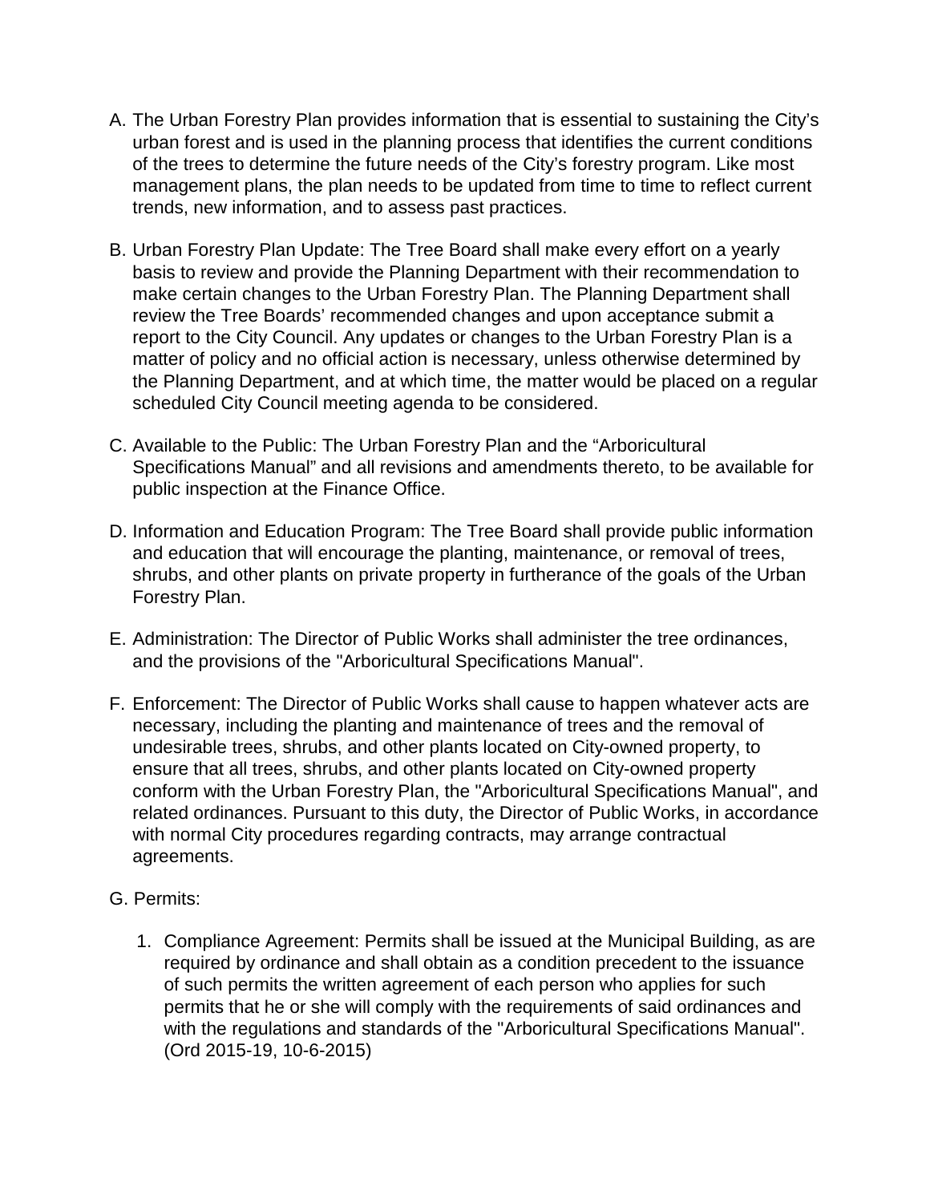A. The Urban Forestry Plan provides information that is essential to sustaining the City's urban forest and is used in the planning process that identifies the current conditions of the trees to determine the future needs of the City's forestry program. Like most management plans, the plan needs to be updated from time to time to reflect current trends, new information, and to assess past practices.

B. Urban Forestry Plan Update: The Tree Board shall make every effort on a yearly basis to review and provide the Planning Department with their recommendation to make certain changes to the Urban Forestry Plan. The Planning Department shall review the Tree Boards' recommended changes and upon acceptance submit a report to the City Council. Any updates or changes to the Urban Forestry Plan is a matter of policy and no official action is necessary, unless otherwise determined by the Planning Department, and at which time, the matter would be placed on a regular scheduled City Council meeting agenda to be considered.

C. Available to the Public: The Urban Forestry Plan and the "Arboricultural Specifications Manual" and all revisions and amendments thereto, to be available for public inspection at the Finance Office.

D. Information and Education Program: The Tree Board shall provide public information and education that will encourage the planting, maintenance, or removal of trees, shrubs, and other plants on private property in furtherance of the goals of the Urban Forestry Plan.

E. Administration: The Director of Public Works shall administer the tree ordinances, and the provisions of the "Arboricultural Specifications Manual".

F. Enforcement: The Director of Public Works shall cause to happen whatever acts are necessary, including the planting and maintenance of trees and the removal of undesirable trees, shrubs, and other plants located on City-owned property, to ensure that all trees, shrubs, and other plants located on City-owned property conform with the Urban Forestry Plan, the "Arboricultural Specifications Manual", and related ordinances. Pursuant to this duty, the Director of Public Works, in accordance with normal City procedures regarding contracts, may arrange contractual agreements.

G. Permits:

   1. Compliance Agreement: Permits shall be issued at the Municipal Building, as are required by ordinance and shall obtain as a condition precedent to the issuance of such permits the written agreement of each person who applies for such permits that he or she will comply with the requirements of said ordinances and with the regulations and standards of the "Arboricultural Specifications Manual". (Ord 2015-19, 10-6-2015)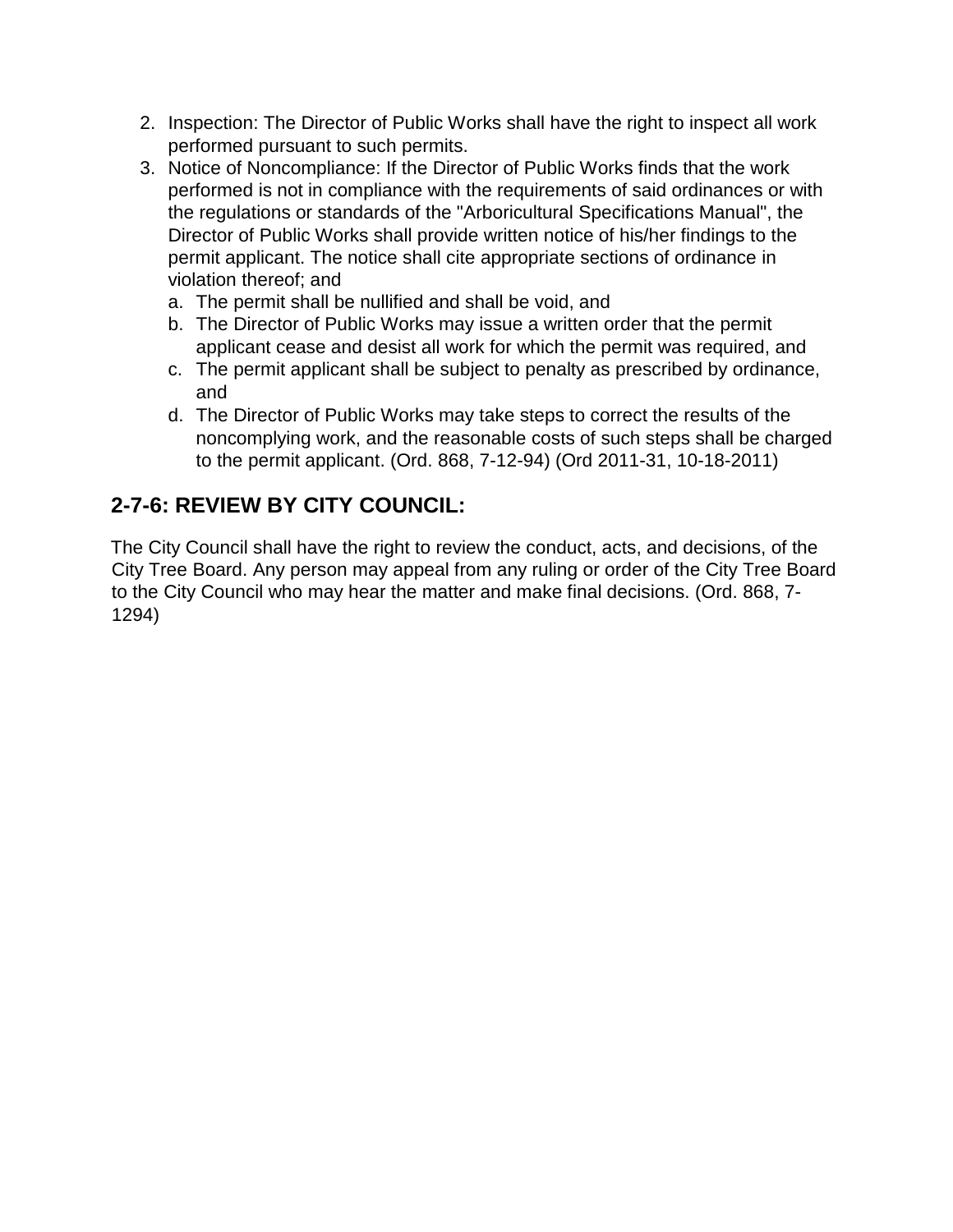2. Inspection: The Director of Public Works shall have the right to inspect all work performed pursuant to such permits.
3. Notice of Noncompliance: If the Director of Public Works finds that the work performed is not in compliance with the requirements of said ordinances or with the regulations or standards of the "Arboricultural Specifications Manual", the Director of Public Works shall provide written notice of his/her findings to the permit applicant. The notice shall cite appropriate sections of ordinance in violation thereof; and
   a. The permit shall be nullified and shall be void, and
   b. The Director of Public Works may issue a written order that the permit applicant cease and desist all work for which the permit was required, and
   c. The permit applicant shall be subject to penalty as prescribed by ordinance, and
   d. The Director of Public Works may take steps to correct the results of the noncomplying work, and the reasonable costs of such steps shall be charged to the permit applicant. (Ord. 868, 7-12-94) (Ord 2011-31, 10-18-2011)

## 2-7-6: REVIEW BY CITY COUNCIL:

The City Council shall have the right to review the conduct, acts, and decisions, of the City Tree Board. Any person may appeal from any ruling or order of the City Tree Board to the City Council who may hear the matter and make final decisions. (Ord. 868, 7-1294)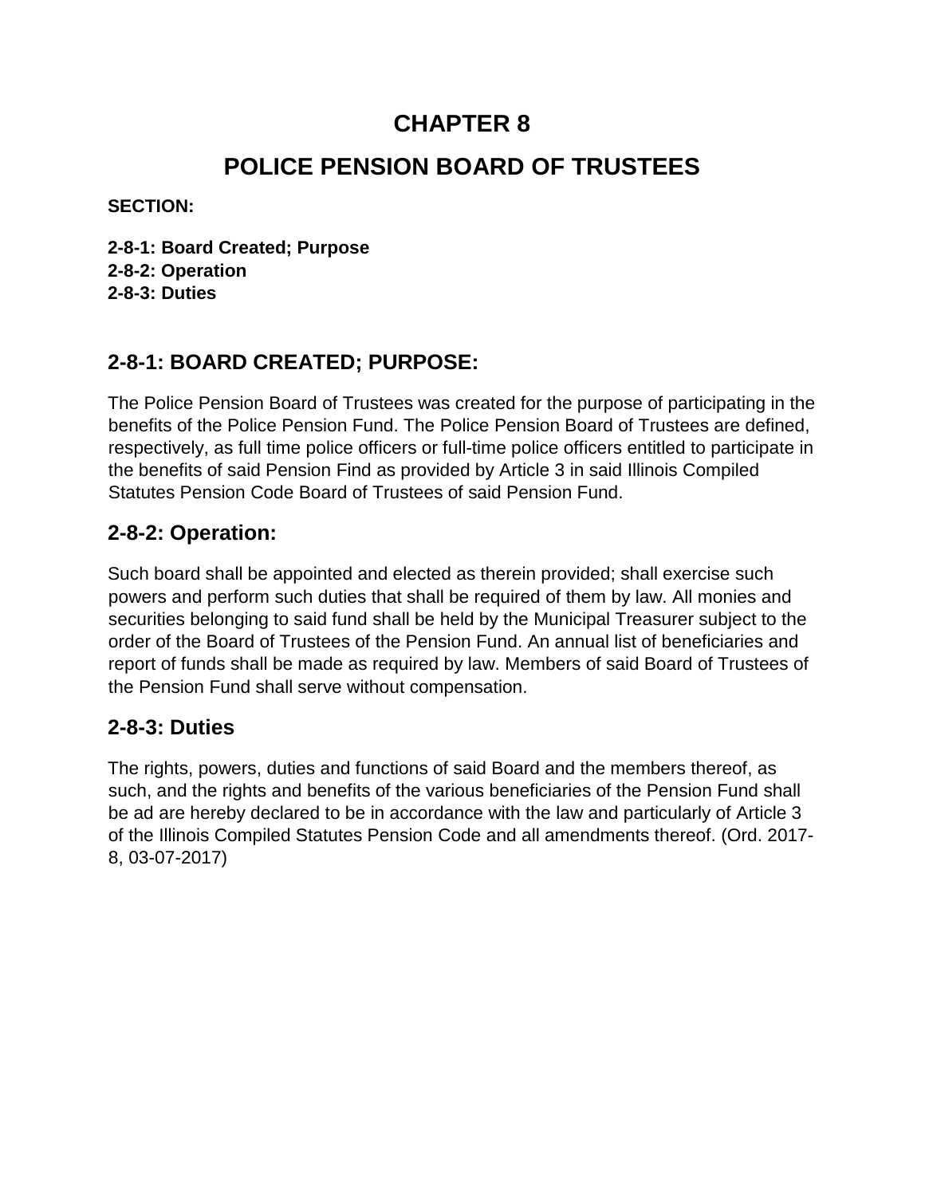# CHAPTER 8

# POLICE PENSION BOARD OF TRUSTEES

**SECTION:**

**2-8-1: Board Created; Purpose**
**2-8-2: Operation**
**2-8-3: Duties**

## 2-8-1: BOARD CREATED; PURPOSE:

The Police Pension Board of Trustees was created for the purpose of participating in the benefits of the Police Pension Fund. The Police Pension Board of Trustees are defined, respectively, as full time police officers or full-time police officers entitled to participate in the benefits of said Pension Find as provided by Article 3 in said Illinois Compiled Statutes Pension Code Board of Trustees of said Pension Fund.

## 2-8-2: Operation:

Such board shall be appointed and elected as therein provided; shall exercise such powers and perform such duties that shall be required of them by law. All monies and securities belonging to said fund shall be held by the Municipal Treasurer subject to the order of the Board of Trustees of the Pension Fund. An annual list of beneficiaries and report of funds shall be made as required by law. Members of said Board of Trustees of the Pension Fund shall serve without compensation.

## 2-8-3: Duties

The rights, powers, duties and functions of said Board and the members thereof, as such, and the rights and benefits of the various beneficiaries of the Pension Fund shall be ad are hereby declared to be in accordance with the law and particularly of Article 3 of the Illinois Compiled Statutes Pension Code and all amendments thereof. (Ord. 2017-8, 03-07-2017)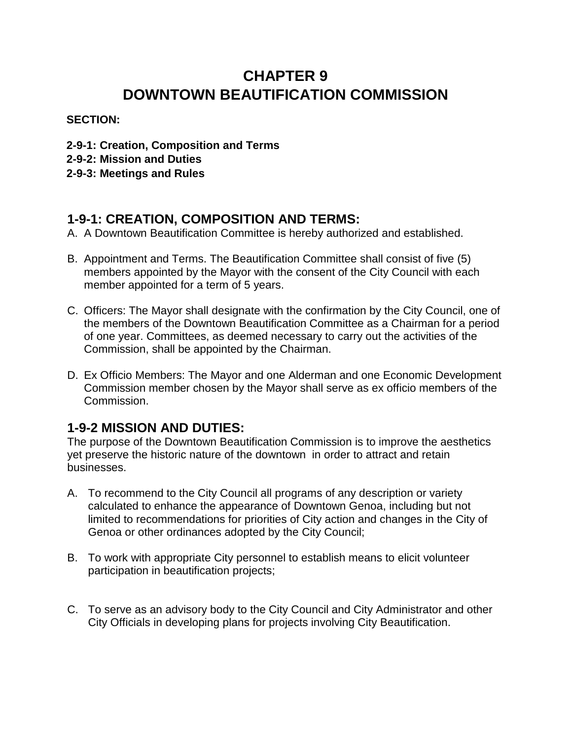# CHAPTER 9
# DOWNTOWN BEAUTIFICATION COMMISSION

**SECTION:**

**2-9-1: Creation, Composition and Terms**
**2-9-2: Mission and Duties**
**2-9-3: Meetings and Rules**

## 1-9-1: CREATION, COMPOSITION AND TERMS:

A. A Downtown Beautification Committee is hereby authorized and established.

B. Appointment and Terms. The Beautification Committee shall consist of five (5) members appointed by the Mayor with the consent of the City Council with each member appointed for a term of 5 years.

C. Officers: The Mayor shall designate with the confirmation by the City Council, one of the members of the Downtown Beautification Committee as a Chairman for a period of one year. Committees, as deemed necessary to carry out the activities of the Commission, shall be appointed by the Chairman.

D. Ex Officio Members: The Mayor and one Alderman and one Economic Development Commission member chosen by the Mayor shall serve as ex officio members of the Commission.

## 1-9-2 MISSION AND DUTIES:

The purpose of the Downtown Beautification Commission is to improve the aesthetics yet preserve the historic nature of the downtown in order to attract and retain businesses.

A. To recommend to the City Council all programs of any description or variety calculated to enhance the appearance of Downtown Genoa, including but not limited to recommendations for priorities of City action and changes in the City of Genoa or other ordinances adopted by the City Council;

B. To work with appropriate City personnel to establish means to elicit volunteer participation in beautification projects;

C. To serve as an advisory body to the City Council and City Administrator and other City Officials in developing plans for projects involving City Beautification.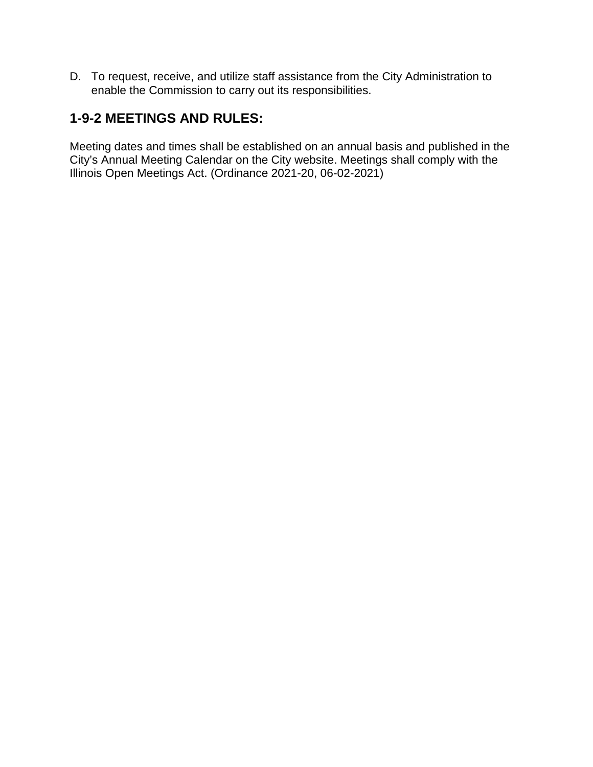D. To request, receive, and utilize staff assistance from the City Administration to enable the Commission to carry out its responsibilities.

## 1-9-2 MEETINGS AND RULES:

Meeting dates and times shall be established on an annual basis and published in the City's Annual Meeting Calendar on the City website. Meetings shall comply with the Illinois Open Meetings Act. (Ordinance 2021-20, 06-02-2021)